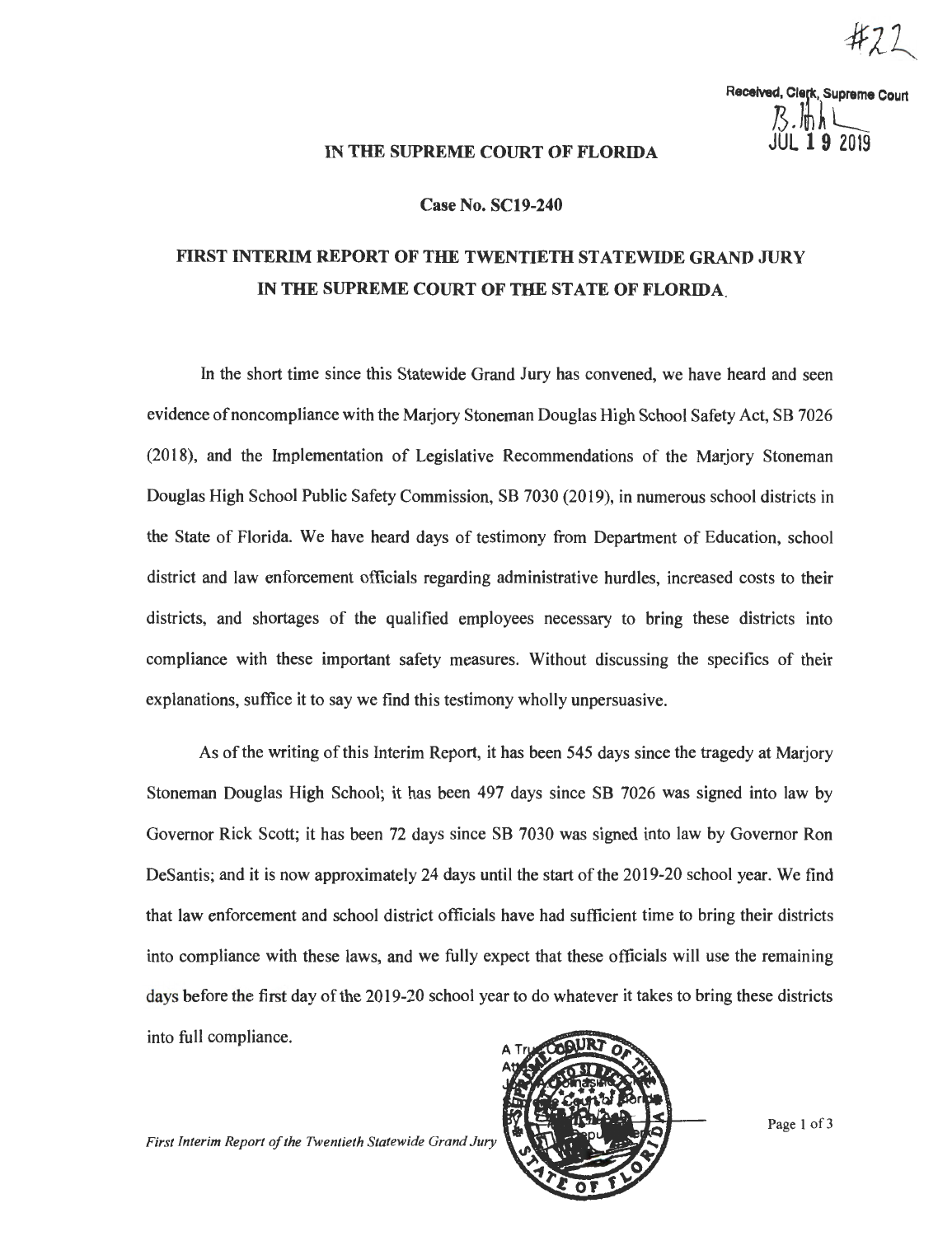#22

Received, Clerk, Supreme Court
JUL 19 2019

**IN THE SUPREME COURT OF FLORIDA**

**Case No. SC19-240**

# FIRST INTERIM REPORT OF THE TWENTIETH STATEWIDE GRAND JURY IN THE SUPREME COURT OF THE STATE OF FLORIDA

In the short time since this Statewide Grand Jury has convened, we have heard and seen evidence of noncompliance with the Marjory Stoneman Douglas High School Safety Act, SB 7026 (2018), and the Implementation of Legislative Recommendations of the Marjory Stoneman Douglas High School Public Safety Commission, SB 7030 (2019), in numerous school districts in the State of Florida. We have heard days of testimony from Department of Education, school district and law enforcement officials regarding administrative hurdles, increased costs to their districts, and shortages of the qualified employees necessary to bring these districts into compliance with these important safety measures. Without discussing the specifics of their explanations, suffice it to say we find this testimony wholly unpersuasive.

As of the writing of this Interim Report, it has been 545 days since the tragedy at Marjory Stoneman Douglas High School; it has been 497 days since SB 7026 was signed into law by Governor Rick Scott; it has been 72 days since SB 7030 was signed into law by Governor Ron DeSantis; and it is now approximately 24 days until the start of the 2019-20 school year. We find that law enforcement and school district officials have had sufficient time to bring their districts into compliance with these laws, and we fully expect that these officials will use the remaining days before the first day of the 2019-20 school year to do whatever it takes to bring these districts into full compliance.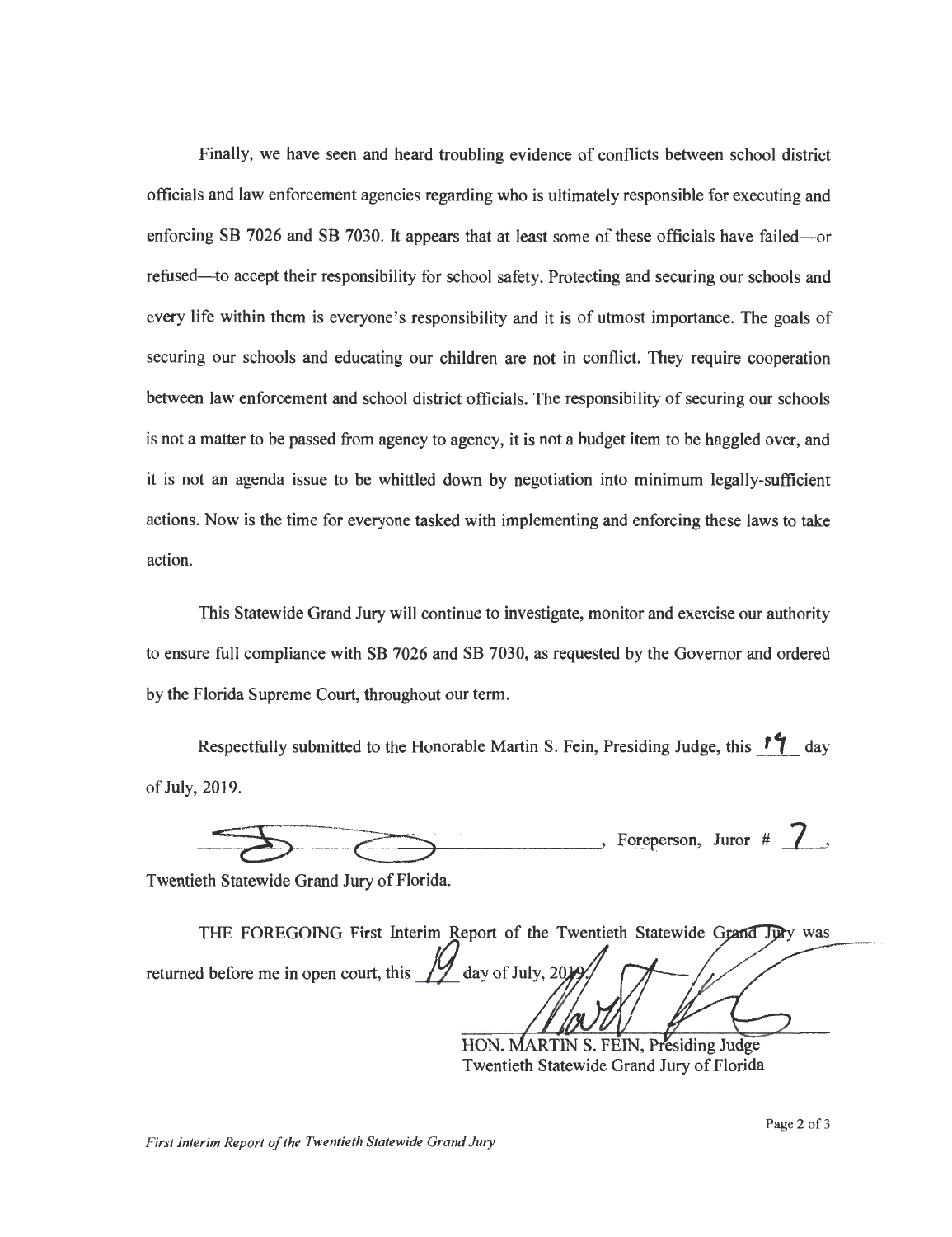Finally, we have seen and heard troubling evidence of conflicts between school district officials and law enforcement agencies regarding who is ultimately responsible for executing and enforcing SB 7026 and SB 7030. It appears that at least some of these officials have failed—or refused—to accept their responsibility for school safety. Protecting and securing our schools and every life within them is everyone's responsibility and it is of utmost importance. The goals of securing our schools and educating our children are not in conflict. They require cooperation between law enforcement and school district officials. The responsibility of securing our schools is not a matter to be passed from agency to agency, it is not a budget item to be haggled over, and it is not an agenda issue to be whittled down by negotiation into minimum legally-sufficient actions. Now is the time for everyone tasked with implementing and enforcing these laws to take action.

This Statewide Grand Jury will continue to investigate, monitor and exercise our authority to ensure full compliance with SB 7026 and SB 7030, as requested by the Governor and ordered by the Florida Supreme Court, throughout our term.

Respectfully submitted to the Honorable Martin S. Fein, Presiding Judge, this 19 day of July, 2019.

\_\_\_\_\_\_\_\_\_\_\_\_\_\_\_\_\_\_\_\_, Foreperson, Juror # 7,

Twentieth Statewide Grand Jury of Florida.

THE FOREGOING First Interim Report of the Twentieth Statewide Grand Jury was returned before me in open court, this 19 day of July, 2019.

HON. MARTIN S. FEIN, Presiding Judge
Twentieth Statewide Grand Jury of Florida

*First Interim Report of the Twentieth Statewide Grand Jury*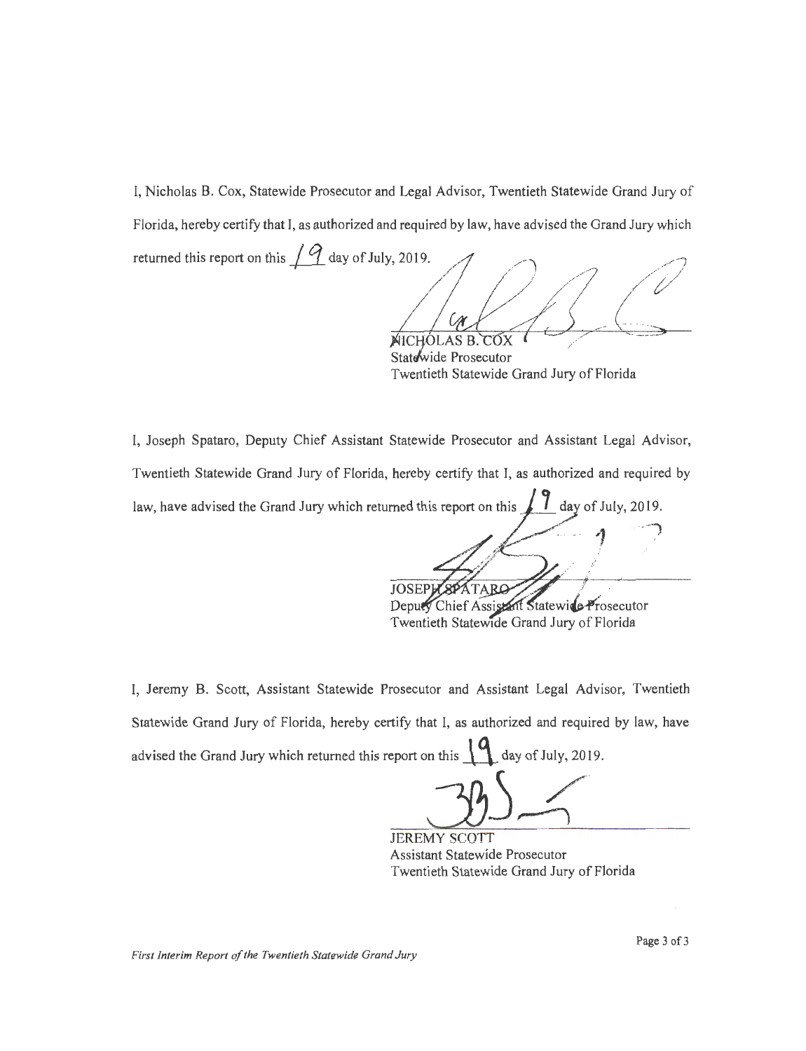I, Nicholas B. Cox, Statewide Prosecutor and Legal Advisor, Twentieth Statewide Grand Jury of Florida, hereby certify that I, as authorized and required by law, have advised the Grand Jury which returned this report on this 19 day of July, 2019.

NICHOLAS B. COX
Statewide Prosecutor
Twentieth Statewide Grand Jury of Florida

I, Joseph Spataro, Deputy Chief Assistant Statewide Prosecutor and Assistant Legal Advisor, Twentieth Statewide Grand Jury of Florida, hereby certify that I, as authorized and required by law, have advised the Grand Jury which returned this report on this 19 day of July, 2019.

JOSEPH SPATARO
Deputy Chief Assistant Statewide Prosecutor
Twentieth Statewide Grand Jury of Florida

I, Jeremy B. Scott, Assistant Statewide Prosecutor and Assistant Legal Advisor, Twentieth Statewide Grand Jury of Florida, hereby certify that I, as authorized and required by law, have advised the Grand Jury which returned this report on this 19 day of July, 2019.

JEREMY SCOTT
Assistant Statewide Prosecutor
Twentieth Statewide Grand Jury of Florida